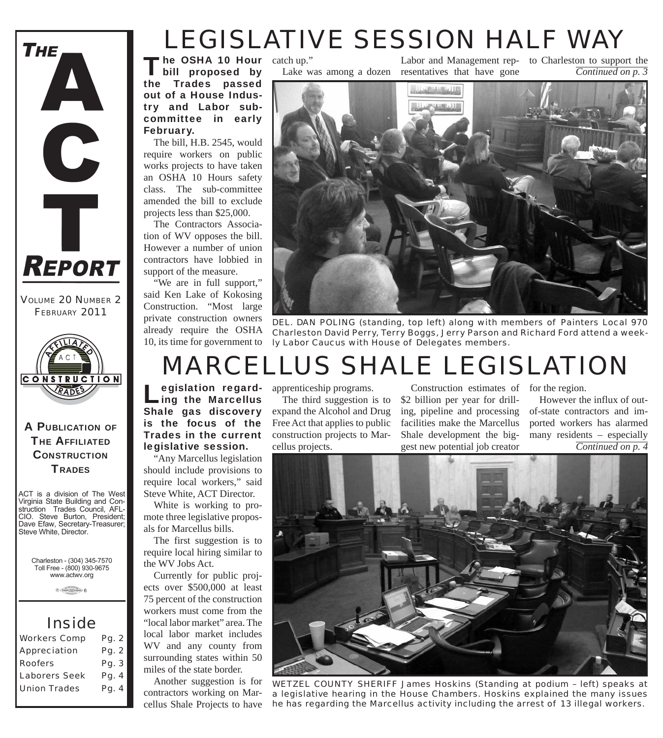# THE ACT REPORT

VOLUME 20 NUMBER 2
FEBRUARY 2011

**A PUBLICATION OF THE AFFILIATED CONSTRUCTION TRADES**

ACT is a division of The West Virginia State Building and Construction Trades Council, AFL-CIO. Steve Burton, President; Dave Efaw, Secretary-Treasurer; Steve White, Director.

Charleston - (304) 345-7570
Toll Free - (800) 930-9675
www.actwv.org

## Inside

| | |
|---|---|
| Workers Comp | Pg. 2 |
| Appreciation | Pg. 2 |
| Roofers | Pg. 3 |
| Laborers Seek | Pg. 4 |
| Union Trades | Pg. 4 |

# LEGISLATIVE SESSION HALF WAY

**The OSHA 10 Hour bill proposed by the Trades passed out of a House Industry and Labor subcommittee in early February.**

The bill, H.B. 2545, would require workers on public works projects to have taken an OSHA 10 Hours safety class. The sub-committee amended the bill to exclude projects less than $25,000.

The Contractors Association of WV opposes the bill. However a number of union contractors have lobbied in support of the measure.

"We are in full support," said Ken Lake of Kokosing Construction. "Most large private construction owners already require the OSHA 10, its time for government to catch up."

Lake was among a dozen Labor and Management representatives that have gone to Charleston to support the

*Continued on p. 3*

DEL. DAN POLING (standing, top left) along with members of Painters Local 970 Charleston David Perry, Terry Boggs, Jerry Parson and Richard Ford attend a weekly Labor Caucus with House of Delegates members.

# MARCELLUS SHALE LEGISLATION

**Legislation regarding the Marcellus Shale gas discovery is the focus of the Trades in the current legislative session.**

"Any Marcellus legislation should include provisions to require local workers," said Steve White, ACT Director.

White is working to promote three legislative proposals for Marcellus bills.

The first suggestion is to require local hiring similar to the WV Jobs Act.

Currently for public projects over $500,000 at least 75 percent of the construction workers must come from the "local labor market" area. The local labor market includes WV and any county from surrounding states within 50 miles of the state border.

Another suggestion is for contractors working on Marcellus Shale Projects to have apprenticeship programs.

The third suggestion is to expand the Alcohol and Drug Free Act that applies to public construction projects to Marcellus projects.

Construction estimates of $2 billion per year for drilling, pipeline and processing facilities make the Marcellus Shale development the biggest new potential job creator for the region.

However the influx of out-of-state contractors and imported workers has alarmed many residents – especially

*Continued on p. 4*

WETZEL COUNTY SHERIFF James Hoskins (Standing at podium – left) speaks at a legislative hearing in the House Chambers. Hoskins explained the many issues he has regarding the Marcellus activity including the arrest of 13 illegal workers.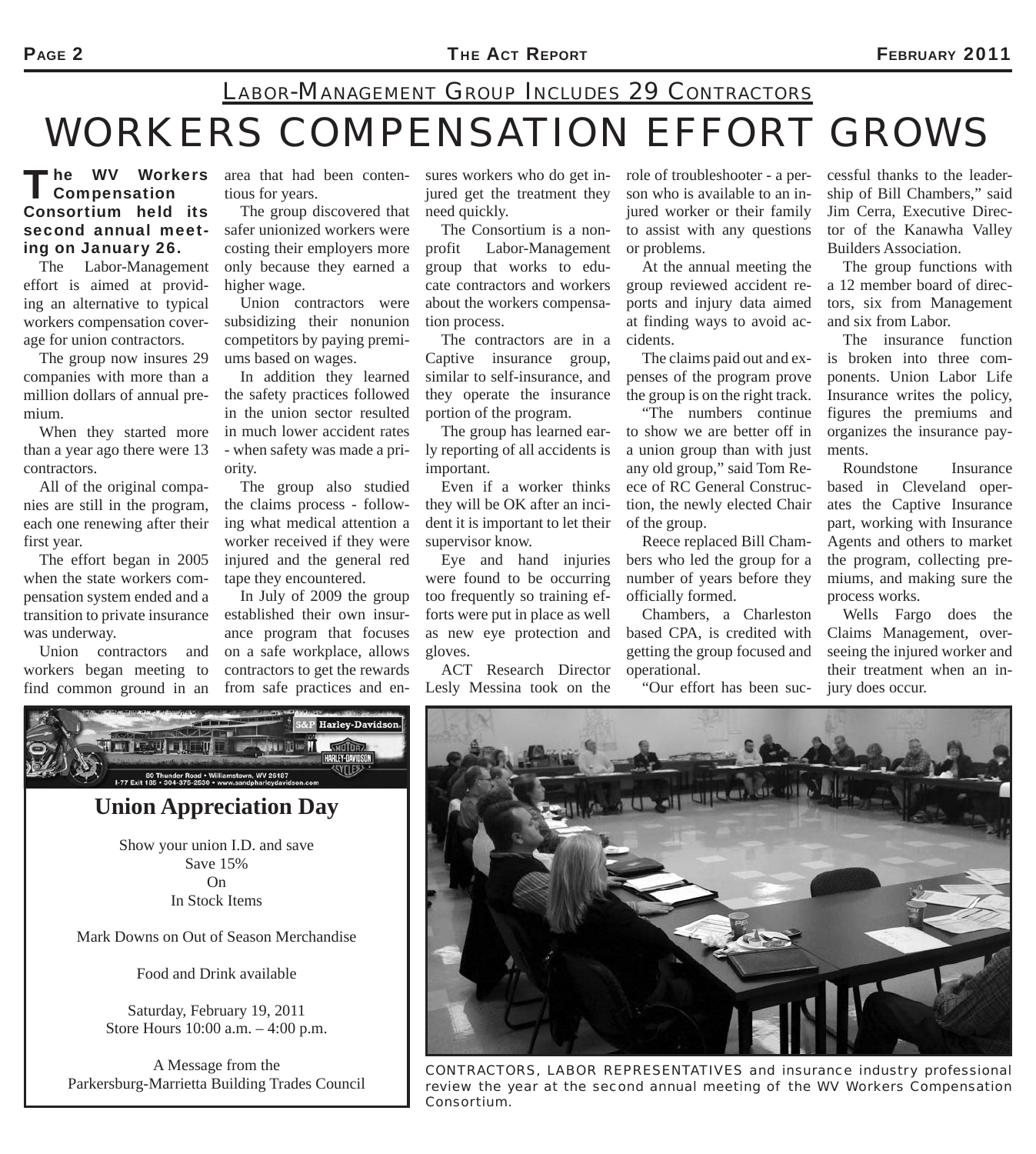## LABOR-MANAGEMENT GROUP INCLUDES 29 CONTRACTORS

# WORKERS COMPENSATION EFFORT GROWS

**The WV Workers Compensation Consortium held its second annual meeting on January 26.**

The Labor-Management effort is aimed at providing an alternative to typical workers compensation coverage for union contractors.

The group now insures 29 companies with more than a million dollars of annual premium.

When they started more than a year ago there were 13 contractors.

All of the original companies are still in the program, each one renewing after their first year.

The effort began in 2005 when the state workers compensation system ended and a transition to private insurance was underway.

Union contractors and workers began meeting to find common ground in an area that had been contentious for years.

The group discovered that safer unionized workers were costing their employers more only because they earned a higher wage.

Union contractors were subsidizing their nonunion competitors by paying premiums based on wages.

In addition they learned the safety practices followed in the union sector resulted in much lower accident rates - when safety was made a priority.

The group also studied the claims process - following what medical attention a worker received if they were injured and the general red tape they encountered.

In July of 2009 the group established their own insurance program that focuses on a safe workplace, allows contractors to get the rewards from safe practices and ensures workers who do get injured get the treatment they need quickly.

The Consortium is a nonprofit Labor-Management group that works to educate contractors and workers about the workers compensation process.

The contractors are in a Captive insurance group, similar to self-insurance, and they operate the insurance portion of the program.

The group has learned early reporting of all accidents is important.

Even if a worker thinks they will be OK after an incident it is important to let their supervisor know.

Eye and hand injuries were found to be occurring too frequently so training efforts were put in place as well as new eye protection and gloves.

ACT Research Director Lesly Messina took on the role of troubleshooter - a person who is available to an injured worker or their family to assist with any questions or problems.

At the annual meeting the group reviewed accident reports and injury data aimed at finding ways to avoid accidents.

The claims paid out and expenses of the program prove the group is on the right track.

"The numbers continue to show we are better off in a union group than with just any old group," said Tom Reece of RC General Construction, the newly elected Chair of the group.

Reece replaced Bill Chambers who led the group for a number of years before they officially formed.

Chambers, a Charleston based CPA, is credited with getting the group focused and operational.

"Our effort has been successful thanks to the leadership of Bill Chambers," said Jim Cerra, Executive Director of the Kanawha Valley Builders Association.

The group functions with a 12 member board of directors, six from Management and six from Labor.

The insurance function is broken into three components. Union Labor Life Insurance writes the policy, figures the premiums and organizes the insurance payments.

Roundstone Insurance based in Cleveland operates the Captive Insurance part, working with Insurance Agents and others to market the program, collecting premiums, and making sure the process works.

Wells Fargo does the Claims Management, overseeing the injured worker and their treatment when an injury does occur.

---

S&P Harley-Davidson

80 Thunder Road • Williamstown, WV 26187
I-77 Exit 185 • 304-375-2530 • www.sandpharleydavidson.com

### Union Appreciation Day

Show your union I.D. and save
Save 15%
On
In Stock Items

Mark Downs on Out of Season Merchandise

Food and Drink available

Saturday, February 19, 2011
Store Hours 10:00 a.m. – 4:00 p.m.

A Message from the
Parkersburg-Marrietta Building Trades Council

---

CONTRACTORS, LABOR REPRESENTATIVES and insurance industry professional review the year at the second annual meeting of the WV Workers Compensation Consortium.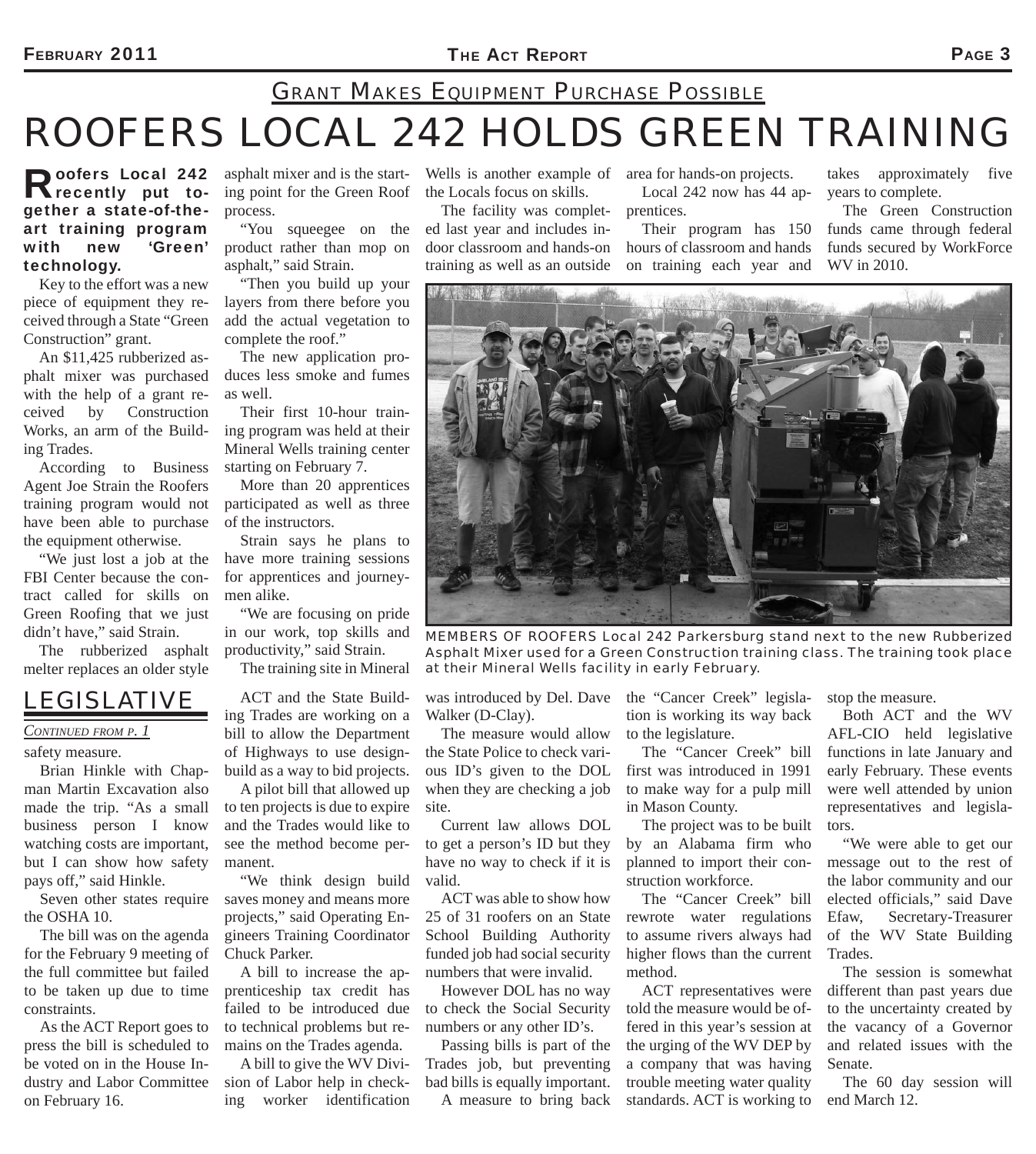## Grant Makes Equipment Purchase Possible

# ROOFERS LOCAL 242 HOLDS GREEN TRAINING

**Roofers Local 242 recently put together a state-of-the-art training program with new 'Green' technology.**

Key to the effort was a new piece of equipment they received through a State "Green Construction" grant.

An $11,425 rubberized asphalt mixer was purchased with the help of a grant received by Construction Works, an arm of the Building Trades.

According to Business Agent Joe Strain the Roofers training program would not have been able to purchase the equipment otherwise.

"We just lost a job at the FBI Center because the contract called for skills on Green Roofing that we just didn't have," said Strain.

The rubberized asphalt melter replaces an older style asphalt mixer and is the starting point for the Green Roof process.

"You squeegee on the product rather than mop on asphalt," said Strain.

"Then you build up your layers from there before you add the actual vegetation to complete the roof."

The new application produces less smoke and fumes as well.

Their first 10-hour training program was held at their Mineral Wells training center starting on February 7.

More than 20 apprentices participated as well as three of the instructors.

Strain says he plans to have more training sessions for apprentices and journeymen alike.

"We are focusing on pride in our work, top skills and productivity," said Strain.

The training site in Mineral Wells is another example of the Locals focus on skills.

The facility was completed last year and includes indoor classroom and hands-on training as well as an outside area for hands-on projects.

Local 242 now has 44 apprentices.

Their program has 150 hours of classroom and hands on training each year and takes approximately five years to complete.

The Green Construction funds came through federal funds secured by WorkForce WV in 2010.

MEMBERS OF ROOFERS Local 242 Parkersburg stand next to the new Rubberized Asphalt Mixer used for a Green Construction training class. The training took place at their Mineral Wells facility in early February.

## LEGISLATIVE

*Continued from p. 1*

safety measure.

Brian Hinkle with Chapman Martin Excavation also made the trip. "As a small business person I know watching costs are important, but I can show how safety pays off," said Hinkle.

Seven other states require the OSHA 10.

The bill was on the agenda for the February 9 meeting of the full committee but failed to be taken up due to time constraints.

As the ACT Report goes to press the bill is scheduled to be voted on in the House Industry and Labor Committee on February 16.

ACT and the State Building Trades are working on a bill to allow the Department of Highways to use design-build as a way to bid projects.

A pilot bill that allowed up to ten projects is due to expire and the Trades would like to see the method become permanent.

"We think design build saves money and means more projects," said Operating Engineers Training Coordinator Chuck Parker.

A bill to increase the apprenticeship tax credit has failed to be introduced due to technical problems but remains on the Trades agenda.

A bill to give the WV Division of Labor help in checking worker identification was introduced by Del. Dave Walker (D-Clay).

The measure would allow the State Police to check various ID's given to the DOL when they are checking a job site.

Current law allows DOL to get a person's ID but they have no way to check if it is valid.

ACT was able to show how 25 of 31 roofers on an State School Building Authority funded job had social security numbers that were invalid.

However DOL has no way to check the Social Security numbers or any other ID's.

Passing bills is part of the Trades job, but preventing bad bills is equally important.

A measure to bring back the "Cancer Creek" legislation is working its way back to the legislature.

The "Cancer Creek" bill first was introduced in 1991 to make way for a pulp mill in Mason County.

The project was to be built by an Alabama firm who planned to import their construction workforce.

The "Cancer Creek" bill rewrote water regulations to assume rivers always had higher flows than the current method.

ACT representatives were told the measure would be offered in this year's session at the urging of the WV DEP by a company that was having trouble meeting water quality standards. ACT is working to stop the measure.

Both ACT and the WV AFL-CIO held legislative functions in late January and early February. These events were well attended by union representatives and legislators.

"We were able to get our message out to the rest of the labor community and our elected officials," said Dave Efaw, Secretary-Treasurer of the WV State Building Trades.

The session is somewhat different than past years due to the uncertainty created by the vacancy of a Governor and related issues with the Senate.

The 60 day session will end March 12.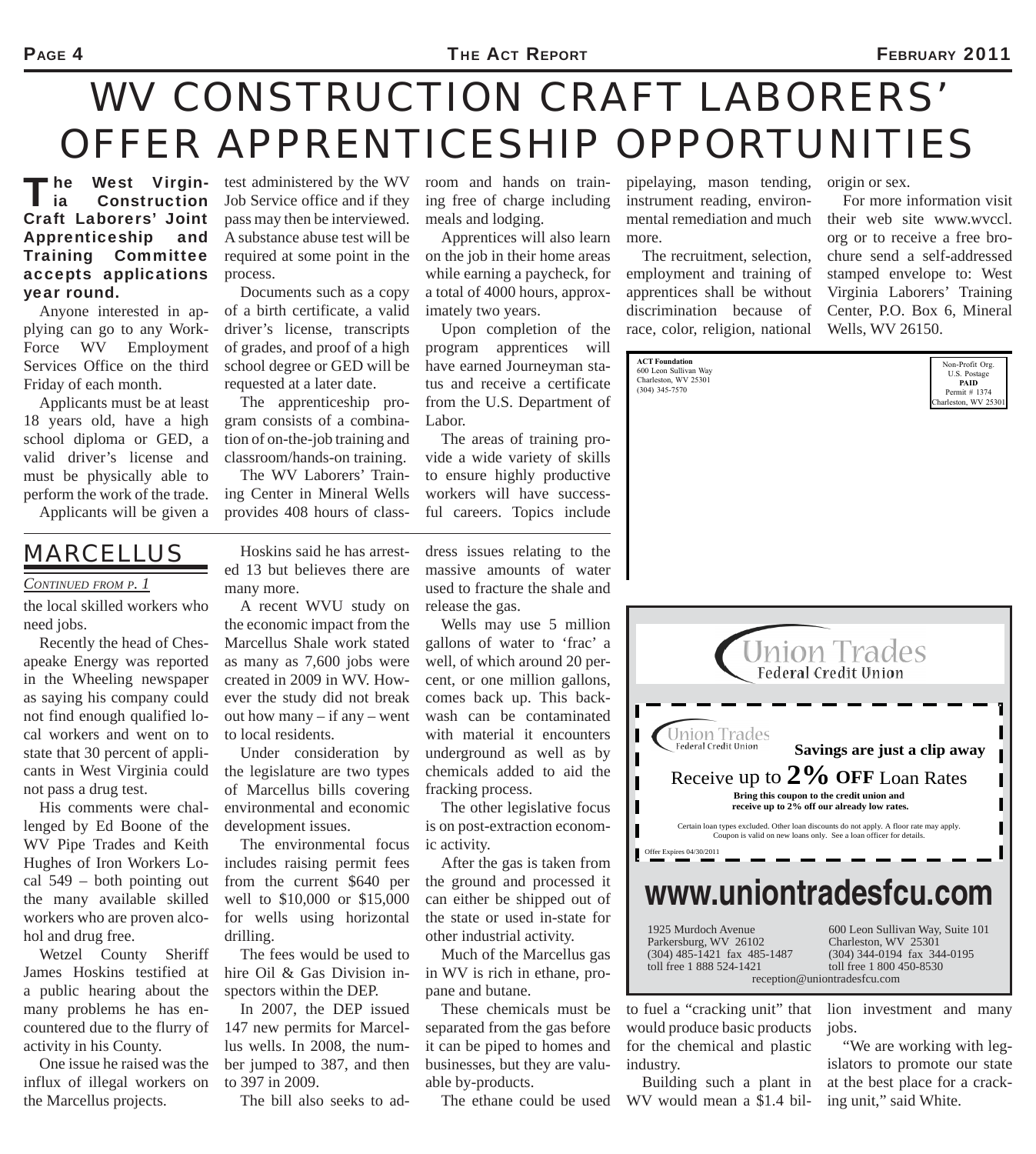# WV CONSTRUCTION CRAFT LABORERS' OFFER APPRENTICESHIP OPPORTUNITIES

**The West Virginia Construction Craft Laborers' Joint Apprenticeship and Training Committee accepts applications year round.**

Anyone interested in applying can go to any WorkForce WV Employment Services Office on the third Friday of each month.

Applicants must be at least 18 years old, have a high school diploma or GED, a valid driver's license and must be physically able to perform the work of the trade.

Applicants will be given a test administered by the WV Job Service office and if they pass may then be interviewed. A substance abuse test will be required at some point in the process.

Documents such as a copy of a birth certificate, a valid driver's license, transcripts of grades, and proof of a high school degree or GED will be requested at a later date.

The apprenticeship program consists of a combination of on-the-job training and classroom/hands-on training.

The WV Laborers' Training Center in Mineral Wells provides 408 hours of classroom and hands on training free of charge including meals and lodging.

Apprentices will also learn on the job in their home areas while earning a paycheck, for a total of 4000 hours, approximately two years.

Upon completion of the program apprentices will have earned Journeyman status and receive a certificate from the U.S. Department of Labor.

The areas of training provide a wide variety of skills to ensure highly productive workers will have successful careers. Topics include pipelaying, mason tending, instrument reading, environmental remediation and much more.

The recruitment, selection, employment and training of apprentices shall be without discrimination because of race, color, religion, national origin or sex.

For more information visit their web site www.wvccl.org or to receive a free brochure send a self-addressed stamped envelope to: West Virginia Laborers' Training Center, P.O. Box 6, Mineral Wells, WV 26150.

**ACT Foundation**
600 Leon Sullivan Way
Charleston, WV 25301
(304) 345-7570

Non-Profit Org.
U.S. Postage
**PAID**
Permit # 1374
Charleston, WV 25301

## MARCELLUS

*CONTINUED FROM P. 1*

the local skilled workers who need jobs.

Recently the head of Chesapeake Energy was reported in the Wheeling newspaper as saying his company could not find enough qualified local workers and went on to state that 30 percent of applicants in West Virginia could not pass a drug test.

His comments were challenged by Ed Boone of the WV Pipe Trades and Keith Hughes of Iron Workers Local 549 – both pointing out the many available skilled workers who are proven alcohol and drug free.

Wetzel County Sheriff James Hoskins testified at a public hearing about the many problems he has encountered due to the flurry of activity in his County.

One issue he raised was the influx of illegal workers on the Marcellus projects.

Hoskins said he has arrested 13 but believes there are many more.

A recent WVU study on the economic impact from the Marcellus Shale work stated as many as 7,600 jobs were created in 2009 in WV. However the study did not break out how many – if any – went to local residents.

Under consideration by the legislature are two types of Marcellus bills covering environmental and economic development issues.

The environmental focus includes raising permit fees from the current $640 per well to $10,000 or $15,000 for wells using horizontal drilling.

The fees would be used to hire Oil & Gas Division inspectors within the DEP.

In 2007, the DEP issued 147 new permits for Marcellus wells. In 2008, the number jumped to 387, and then to 397 in 2009.

The bill also seeks to address issues relating to the massive amounts of water used to fracture the shale and release the gas.

Wells may use 5 million gallons of water to 'frac' a well, of which around 20 percent, or one million gallons, comes back up. This backwash can be contaminated with material it encounters underground as well as by chemicals added to aid the fracking process.

The other legislative focus is on post-extraction economic activity.

After the gas is taken from the ground and processed it can either be shipped out of the state or used in-state for other industrial activity.

Much of the Marcellus gas in WV is rich in ethane, propane and butane.

These chemicals must be separated from the gas before it can be piped to homes and businesses, but they are valuable by-products.

The ethane could be used to fuel a "cracking unit" that would produce basic products for the chemical and plastic industry.

Building such a plant in WV would mean a $1.4 billion investment and many jobs.

"We are working with legislators to promote our state at the best place for a cracking unit," said White.

---

**Union Trades Federal Credit Union**

Union Trades Federal Credit Union

**Savings are just a clip away**

Receive up to **2% OFF** Loan Rates

**Bring this coupon to the credit union and receive up to 2% off our already low rates.**

Certain loan types excluded. Other loan discounts do not apply. A floor rate may apply. Coupon is valid on new loans only. See a loan officer for details.

Offer Expires 04/30/2011

**www.uniontradesfcu.com**

1925 Murdoch Avenue
Parkersburg, WV 26102
(304) 485-1421 fax 485-1487
toll free 1 888 524-1421

600 Leon Sullivan Way, Suite 101
Charleston, WV 25301
(304) 344-0194 fax 344-0195
toll free 1 800 450-8530

reception@uniontradesfcu.com